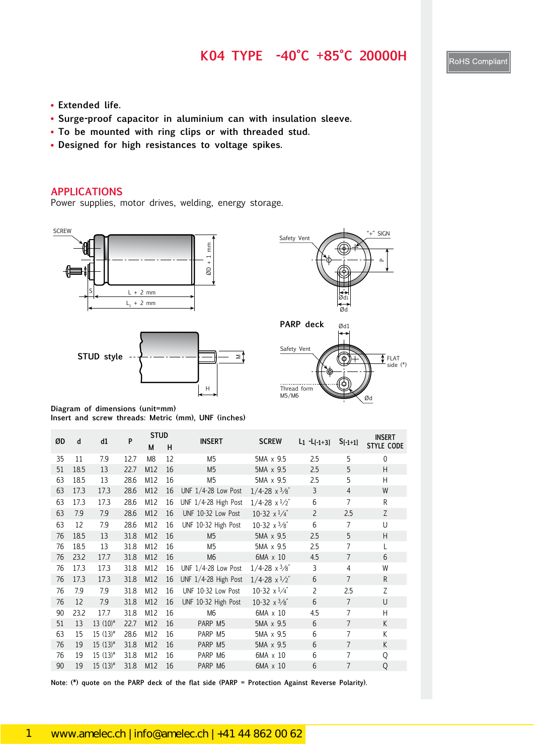# K04 TYPE -40°C +85°C 20000H

RoHS Compliant

- Extended life.
- Surge-proof capacitor in aluminium can with insulation sleeve.
- To be mounted with ring clips or with threaded stud.
- Designed for high resistances to voltage spikes.

## APPLICATIONS

Power supplies, motor drives, welding, energy storage.

SCREW

ØD + 1 mm

S

L + 2 mm

$L_1$ + 2 mm

Safety Vent

"+" SIGN

P

Ød1

Ød

STUD style

M

H

PARP deck

Ød1

Safety Vent

FLAT side (*)

Thread form M5/M6

Ød

Diagram of dimensions (unit=mm)
Insert and screw threads: Metric (mm), UNF (inches)

| ØD | d | d1 | P | STUD | | INSERT | SCREW | $L_1$ -L[-1+3] | S[-1+1] | INSERT STYLE CODE |
|---|---|---|---|---|---|---|---|---|---|---|
| | | | | M | H | | | | | |
| 35 | 11 | 7.9 | 12.7 | M8 | 12 | M5 | 5MA x 9.5 | 2.5 | 5 | 0 |
| 51 | 18.5 | 13 | 22.7 | M12 | 16 | M5 | 5MA x 9.5 | 2.5 | 5 | H |
| 63 | 18.5 | 13 | 28.6 | M12 | 16 | M5 | 5MA x 9.5 | 2.5 | 5 | H |
| 63 | 17.3 | 17.3 | 28.6 | M12 | 16 | UNF 1/4-28 Low Post | 1/4-28 x 3/8" | 3 | 4 | W |
| 63 | 17.3 | 17.3 | 28.6 | M12 | 16 | UNF 1/4-28 High Post | 1/4-28 x 1/2" | 6 | 7 | R |
| 63 | 7.9 | 7.9 | 28.6 | M12 | 16 | UNF 10-32 Low Post | 10-32 x 1/4" | 2 | 2.5 | Z |
| 63 | 12 | 7.9 | 28.6 | M12 | 16 | UNF 10-32 High Post | 10-32 x 3/8" | 6 | 7 | U |
| 76 | 18.5 | 13 | 31.8 | M12 | 16 | M5 | 5MA x 9.5 | 2.5 | 5 | H |
| 76 | 18.5 | 13 | 31.8 | M12 | 16 | M5 | 5MA x 9.5 | 2.5 | 7 | L |
| 76 | 23.2 | 17.7 | 31.8 | M12 | 16 | M6 | 6MA x 10 | 4.5 | 7 | 6 |
| 76 | 17.3 | 17.3 | 31.8 | M12 | 16 | UNF 1/4-28 Low Post | 1/4-28 x 3/8" | 3 | 4 | W |
| 76 | 17.3 | 17.3 | 31.8 | M12 | 16 | UNF 1/4-28 High Post | 1/4-28 x 1/2" | 6 | 7 | R |
| 76 | 7.9 | 7.9 | 31.8 | M12 | 16 | UNF 10-32 Low Post | 10-32 x 1/4" | 2 | 2.5 | Z |
| 76 | 12 | 7.9 | 31.8 | M12 | 16 | UNF 10-32 High Post | 10-32 x 3/8" | 6 | 7 | U |
| 90 | 23.2 | 17.7 | 31.8 | M12 | 16 | M6 | 6MA x 10 | 4.5 | 7 | H |
| 51 | 13 | 13 (10)* | 22.7 | M12 | 16 | PARP M5 | 5MA x 9.5 | 6 | 7 | K |
| 63 | 15 | 15 (13)* | 28.6 | M12 | 16 | PARP M5 | 5MA x 9.5 | 6 | 7 | K |
| 76 | 19 | 15 (13)* | 31.8 | M12 | 16 | PARP M5 | 5MA x 9.5 | 6 | 7 | K |
| 76 | 19 | 15 (13)* | 31.8 | M12 | 16 | PARP M6 | 6MA x 10 | 6 | 7 | Q |
| 90 | 19 | 15 (13)* | 31.8 | M12 | 16 | PARP M6 | 6MA x 10 | 6 | 7 | Q |

Note: (*) quote on the PARP deck of the flat side (PARP = Protection Against Reverse Polarity).

www.amelec.ch | info@amelec.ch | +41 44 862 00 62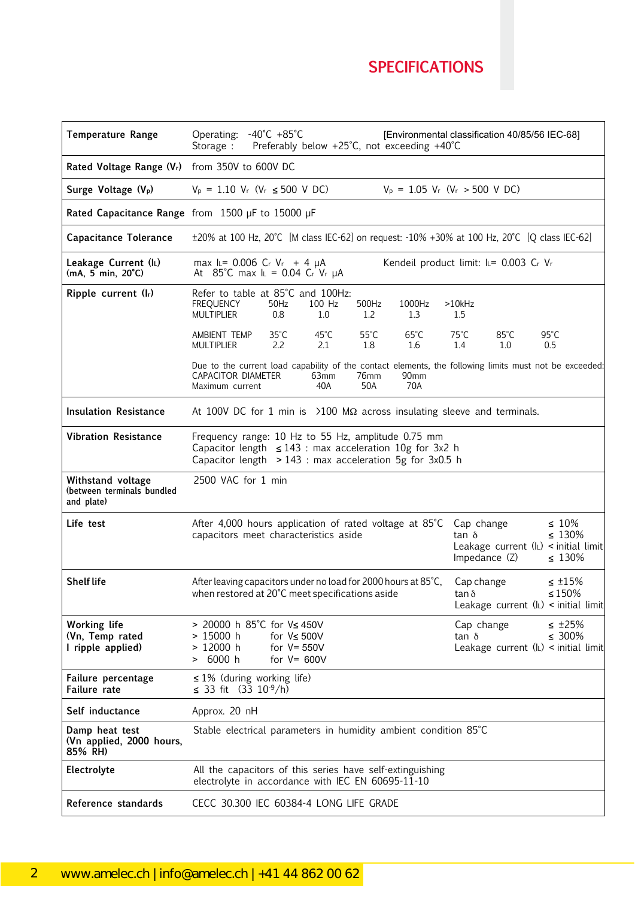## SPECIFICATIONS

| | |
|---|---|
| **Temperature Range** | Operating: -40°C +85°C [Environmental classification 40/85/56 IEC-68]<br>Storage : Preferably below +25°C, not exceeding +40°C |
| **Rated Voltage Range ($V_r$)** | from 350V to 600V DC |
| **Surge Voltage ($V_p$)** | $V_p$ = 1.10 $V_r$ ($V_r \leq$ 500 V DC) $V_p$ = 1.05 $V_r$ ($V_r$ > 500 V DC) |
| **Rated Capacitance Range** | from 1500 µF to 15000 µF |
| **Capacitance Tolerance** | ±20% at 100 Hz, 20°C [M class IEC-62] on request: -10% +30% at 100 Hz, 20°C [Q class IEC-62] |
| **Leakage Current ($I_L$)**<br>**(mA, 5 min, 20°C)** | max $I_L$= 0.006 $C_r$ $V_r$ + 4 µA Kendeil product limit: $I_L$= 0.003 $C_r$ $V_r$<br>At 85°C max $I_L$ = 0.04 $C_r$ $V_r$ µA |
| **Ripple current ($I_r$)** | Refer to table at 85°C and 100Hz:<br>FREQUENCY: 50Hz / 100 Hz / 500Hz / 1000Hz / >10kHz<br>MULTIPLIER: 0.8 / 1.0 / 1.2 / 1.3 / 1.5<br><br>AMBIENT TEMP: 35°C / 45°C / 55°C / 65°C / 75°C / 85°C / 95°C<br>MULTIPLIER: 2.2 / 2.1 / 1.8 / 1.6 / 1.4 / 1.0 / 0.5<br><br>Due to the current load capability of the contact elements, the following limits must not be exceeded:<br>CAPACITOR DIAMETER: 63mm / 76mm / 90mm<br>Maximum current: 40A / 50A / 70A |
| **Insulation Resistance** | At 100V DC for 1 min is >100 MΩ across insulating sleeve and terminals. |
| **Vibration Resistance** | Frequency range: 10 Hz to 55 Hz, amplitude 0.75 mm<br>Capacitor length ≤ 143 : max acceleration 10g for 3x2 h<br>Capacitor length > 143 : max acceleration 5g for 3x0.5 h |
| **Withstand voltage**<br>**(between terminals bundled and plate)** | 2500 VAC for 1 min |
| **Life test** | After 4,000 hours application of rated voltage at 85°C capacitors meet characteristics aside<br>Cap change ≤ 10%<br>tan δ ≤ 130%<br>Leakage current ($I_L$) < initial limit<br>Impedance (Z) ≤ 130% |
| **Shelf life** | After leaving capacitors under no load for 2000 hours at 85°C, when restored at 20°C meet specifications aside<br>Cap change ≤ ±15%<br>tan δ ≤ 150%<br>Leakage current ($I_L$) < initial limit |
| **Working life**<br>**(Vn, Temp rated**<br>**I ripple applied)** | > 20000 h 85°C for V≤ 450V<br>> 15000 h for V≤ 500V<br>> 12000 h for V= 550V<br>> 6000 h for V= 600V<br>Cap change ≤ ±25%<br>tan δ ≤ 300%<br>Leakage current ($I_L$) < initial limit |
| **Failure percentage**<br>**Failure rate** | ≤ 1% (during working life)<br>≤ 33 fit ($33\ 10^{-9}$/h) |
| **Self inductance** | Approx. 20 nH |
| **Damp heat test**<br>**(Vn applied, 2000 hours, 85% RH)** | Stable electrical parameters in humidity ambient condition 85°C |
| **Electrolyte** | All the capacitors of this series have self-extinguishing electrolyte in accordance with IEC EN 60695-11-10 |
| **Reference standards** | CECC 30.300 IEC 60384-4 LONG LIFE GRADE |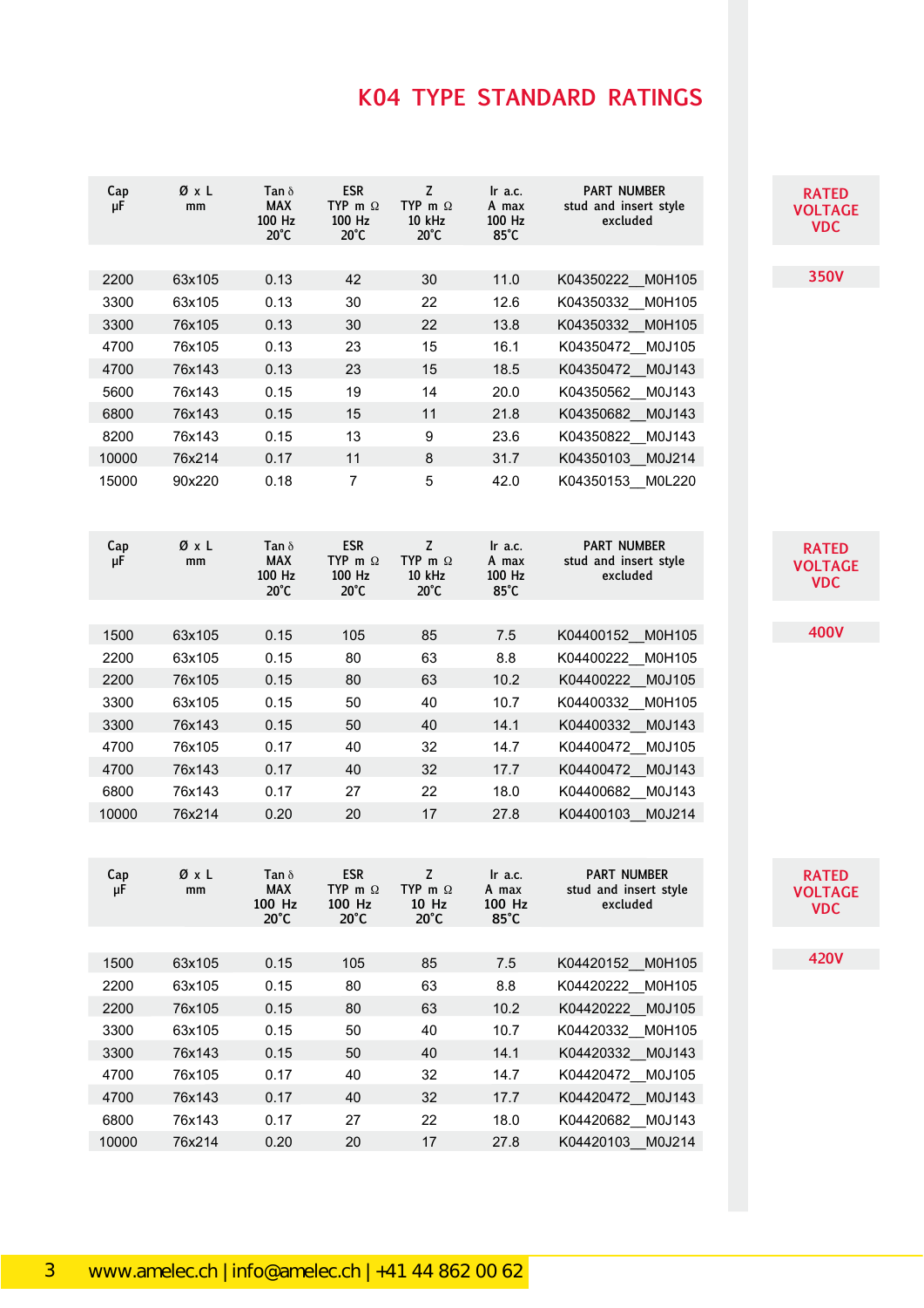# K04 TYPE STANDARD RATINGS

**RATED VOLTAGE VDC: 350V**

| Cap µF | Ø x L mm | Tan δ MAX 100 Hz 20°C | ESR TYP m Ω 100 Hz 20°C | Z TYP m Ω 10 kHz 20°C | Ir a.c. A max 100 Hz 85°C | PART NUMBER stud and insert style excluded |
|---|---|---|---|---|---|---|
| 2200 | 63x105 | 0.13 | 42 | 30 | 11.0 | K04350222__M0H105 |
| 3300 | 63x105 | 0.13 | 30 | 22 | 12.6 | K04350332__M0H105 |
| 3300 | 76x105 | 0.13 | 30 | 22 | 13.8 | K04350332__M0H105 |
| 4700 | 76x105 | 0.13 | 23 | 15 | 16.1 | K04350472__M0J105 |
| 4700 | 76x143 | 0.13 | 23 | 15 | 18.5 | K04350472__M0J143 |
| 5600 | 76x143 | 0.15 | 19 | 14 | 20.0 | K04350562__M0J143 |
| 6800 | 76x143 | 0.15 | 15 | 11 | 21.8 | K04350682__M0J143 |
| 8200 | 76x143 | 0.15 | 13 | 9 | 23.6 | K04350822__M0J143 |
| 10000 | 76x214 | 0.17 | 11 | 8 | 31.7 | K04350103__M0J214 |
| 15000 | 90x220 | 0.18 | 7 | 5 | 42.0 | K04350153__M0L220 |

**RATED VOLTAGE VDC: 400V**

| Cap µF | Ø x L mm | Tan δ MAX 100 Hz 20°C | ESR TYP m Ω 100 Hz 20°C | Z TYP m Ω 10 kHz 20°C | Ir a.c. A max 100 Hz 85°C | PART NUMBER stud and insert style excluded |
|---|---|---|---|---|---|---|
| 1500 | 63x105 | 0.15 | 105 | 85 | 7.5 | K04400152__M0H105 |
| 2200 | 63x105 | 0.15 | 80 | 63 | 8.8 | K04400222__M0H105 |
| 2200 | 76x105 | 0.15 | 80 | 63 | 10.2 | K04400222__M0J105 |
| 3300 | 63x105 | 0.15 | 50 | 40 | 10.7 | K04400332__M0H105 |
| 3300 | 76x143 | 0.15 | 50 | 40 | 14.1 | K04400332__M0J143 |
| 4700 | 76x105 | 0.17 | 40 | 32 | 14.7 | K04400472__M0J105 |
| 4700 | 76x143 | 0.17 | 40 | 32 | 17.7 | K04400472__M0J143 |
| 6800 | 76x143 | 0.17 | 27 | 22 | 18.0 | K04400682__M0J143 |
| 10000 | 76x214 | 0.20 | 20 | 17 | 27.8 | K04400103__M0J214 |

**RATED VOLTAGE VDC: 420V**

| Cap µF | Ø x L mm | Tan δ MAX 100 Hz 20°C | ESR TYP m Ω 100 Hz 20°C | Z TYP m Ω 10 Hz 20°C | Ir a.c. A max 100 Hz 85°C | PART NUMBER stud and insert style excluded |
|---|---|---|---|---|---|---|
| 1500 | 63x105 | 0.15 | 105 | 85 | 7.5 | K04420152__M0H105 |
| 2200 | 63x105 | 0.15 | 80 | 63 | 8.8 | K04420222__M0H105 |
| 2200 | 76x105 | 0.15 | 80 | 63 | 10.2 | K04420222__M0J105 |
| 3300 | 63x105 | 0.15 | 50 | 40 | 10.7 | K04420332__M0H105 |
| 3300 | 76x143 | 0.15 | 50 | 40 | 14.1 | K04420332__M0J143 |
| 4700 | 76x105 | 0.17 | 40 | 32 | 14.7 | K04420472__M0J105 |
| 4700 | 76x143 | 0.17 | 40 | 32 | 17.7 | K04420472__M0J143 |
| 6800 | 76x143 | 0.17 | 27 | 22 | 18.0 | K04420682__M0J143 |
| 10000 | 76x214 | 0.20 | 20 | 17 | 27.8 | K04420103__M0J214 |

www.amelec.ch | info@amelec.ch | +41 44 862 00 62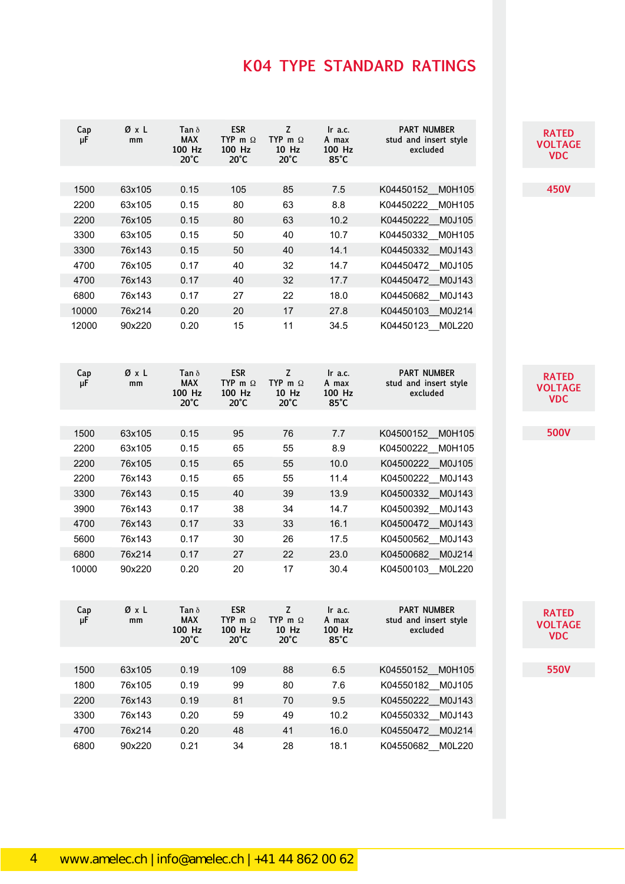# K04 TYPE STANDARD RATINGS

**RATED VOLTAGE VDC: 450V**

| Cap µF | Ø x L mm | Tan δ MAX 100 Hz 20°C | ESR TYP m Ω 100 Hz 20°C | Z TYP m Ω 10 Hz 20°C | Ir a.c. A max 100 Hz 85°C | PART NUMBER stud and insert style excluded |
|---|---|---|---|---|---|---|
| 1500 | 63x105 | 0.15 | 105 | 85 | 7.5 | K04450152__M0H105 |
| 2200 | 63x105 | 0.15 | 80 | 63 | 8.8 | K04450222__M0H105 |
| 2200 | 76x105 | 0.15 | 80 | 63 | 10.2 | K04450222__M0J105 |
| 3300 | 63x105 | 0.15 | 50 | 40 | 10.7 | K04450332__M0H105 |
| 3300 | 76x143 | 0.15 | 50 | 40 | 14.1 | K04450332__M0J143 |
| 4700 | 76x105 | 0.17 | 40 | 32 | 14.7 | K04450472__M0J105 |
| 4700 | 76x143 | 0.17 | 40 | 32 | 17.7 | K04450472__M0J143 |
| 6800 | 76x143 | 0.17 | 27 | 22 | 18.0 | K04450682__M0J143 |
| 10000 | 76x214 | 0.20 | 20 | 17 | 27.8 | K04450103__M0J214 |
| 12000 | 90x220 | 0.20 | 15 | 11 | 34.5 | K04450123__M0L220 |

**RATED VOLTAGE VDC: 500V**

| Cap µF | Ø x L mm | Tan δ MAX 100 Hz 20°C | ESR TYP m Ω 100 Hz 20°C | Z TYP m Ω 10 Hz 20°C | Ir a.c. A max 100 Hz 85°C | PART NUMBER stud and insert style excluded |
|---|---|---|---|---|---|---|
| 1500 | 63x105 | 0.15 | 95 | 76 | 7.7 | K04500152__M0H105 |
| 2200 | 63x105 | 0.15 | 65 | 55 | 8.9 | K04500222__M0H105 |
| 2200 | 76x105 | 0.15 | 65 | 55 | 10.0 | K04500222__M0J105 |
| 2200 | 76x143 | 0.15 | 65 | 55 | 11.4 | K04500222__M0J143 |
| 3300 | 76x143 | 0.15 | 40 | 39 | 13.9 | K04500332__M0J143 |
| 3900 | 76x143 | 0.17 | 38 | 34 | 14.7 | K04500392__M0J143 |
| 4700 | 76x143 | 0.17 | 33 | 33 | 16.1 | K04500472__M0J143 |
| 5600 | 76x143 | 0.17 | 30 | 26 | 17.5 | K04500562__M0J143 |
| 6800 | 76x214 | 0.17 | 27 | 22 | 23.0 | K04500682__M0J214 |
| 10000 | 90x220 | 0.20 | 20 | 17 | 30.4 | K04500103__M0L220 |

**RATED VOLTAGE VDC: 550V**

| Cap µF | Ø x L mm | Tan δ MAX 100 Hz 20°C | ESR TYP m Ω 100 Hz 20°C | Z TYP m Ω 10 Hz 20°C | Ir a.c. A max 100 Hz 85°C | PART NUMBER stud and insert style excluded |
|---|---|---|---|---|---|---|
| 1500 | 63x105 | 0.19 | 109 | 88 | 6.5 | K04550152__M0H105 |
| 1800 | 76x105 | 0.19 | 99 | 80 | 7.6 | K04550182__M0J105 |
| 2200 | 76x143 | 0.19 | 81 | 70 | 9.5 | K04550222__M0J143 |
| 3300 | 76x143 | 0.20 | 59 | 49 | 10.2 | K04550332__M0J143 |
| 4700 | 76x214 | 0.20 | 48 | 41 | 16.0 | K04550472__M0J214 |
| 6800 | 90x220 | 0.21 | 34 | 28 | 18.1 | K04550682__M0L220 |

www.amelec.ch | info@amelec.ch | +41 44 862 00 62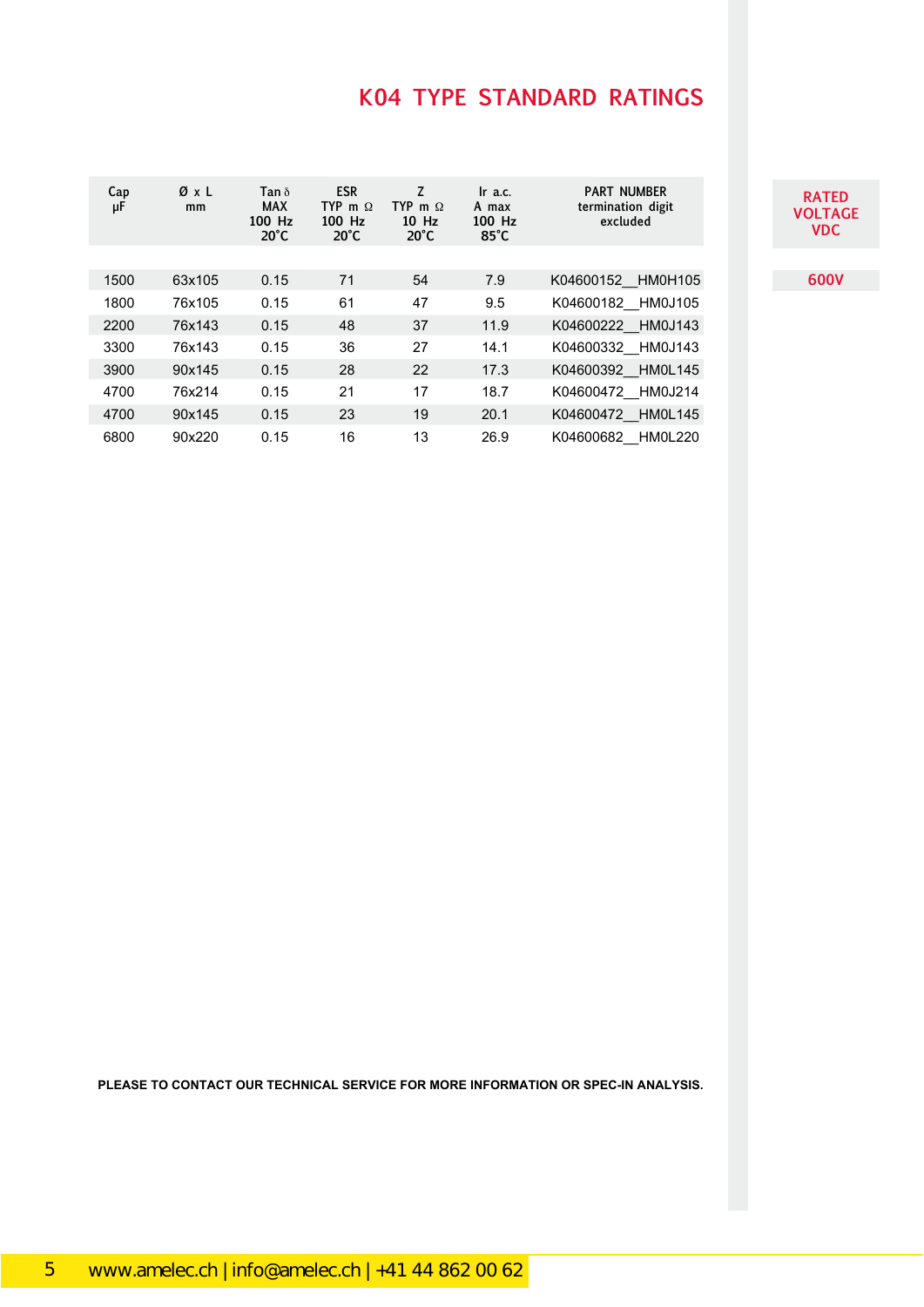# K04 TYPE STANDARD RATINGS

| Cap µF | Ø x L mm | Tan δ MAX 100 Hz 20°C | ESR TYP m Ω 100 Hz 20°C | Z TYP m Ω 10 Hz 20°C | Ir a.c. A max 100 Hz 85°C | PART NUMBER termination digit excluded | RATED VOLTAGE VDC |
|---|---|---|---|---|---|---|---|
| 1500 | 63x105 | 0.15 | 71 | 54 | 7.9 | K04600152__HM0H105 | 600V |
| 1800 | 76x105 | 0.15 | 61 | 47 | 9.5 | K04600182__HM0J105 | |
| 2200 | 76x143 | 0.15 | 48 | 37 | 11.9 | K04600222__HM0J143 | |
| 3300 | 76x143 | 0.15 | 36 | 27 | 14.1 | K04600332__HM0J143 | |
| 3900 | 90x145 | 0.15 | 28 | 22 | 17.3 | K04600392__HM0L145 | |
| 4700 | 76x214 | 0.15 | 21 | 17 | 18.7 | K04600472__HM0J214 | |
| 4700 | 90x145 | 0.15 | 23 | 19 | 20.1 | K04600472__HM0L145 | |
| 6800 | 90x220 | 0.15 | 16 | 13 | 26.9 | K04600682__HM0L220 | |

**PLEASE TO CONTACT OUR TECHNICAL SERVICE FOR MORE INFORMATION OR SPEC-IN ANALYSIS.**

www.amelec.ch | info@amelec.ch | +41 44 862 00 62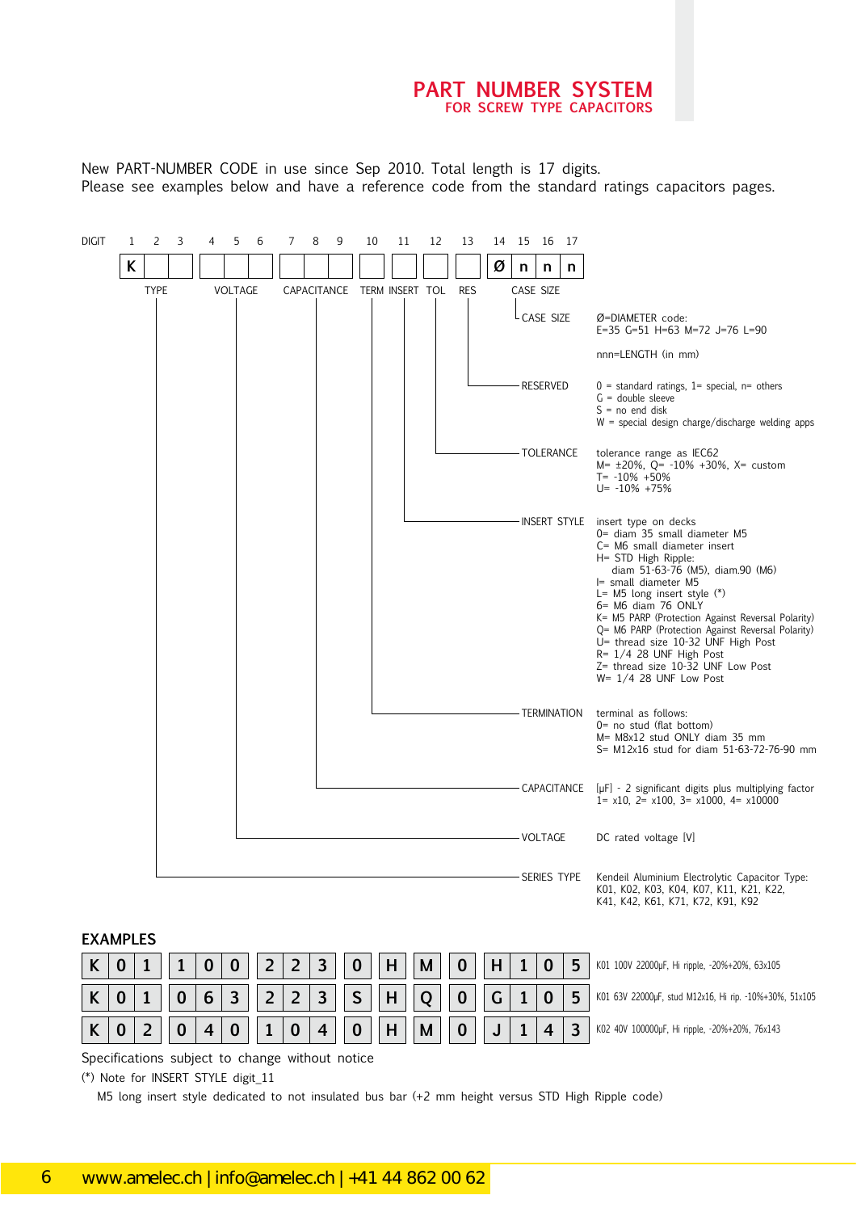# PART NUMBER SYSTEM
## FOR SCREW TYPE CAPACITORS

New PART-NUMBER CODE in use since Sep 2010. Total length is 17 digits.
Please see examples below and have a reference code from the standard ratings capacitors pages.

| DIGIT | 1 | 2 | 3 | 4 | 5 | 6 | 7 | 8 | 9 | 10 | 11 | 12 | 13 | 14 | 15 | 16 | 17 |
|---|---|---|---|---|---|---|---|---|---|---|---|---|---|---|---|---|---|
| | K | | | | | | | | | | | | | Ø | n | n | n |
| | TYPE | | | VOLTAGE | | | CAPACITANCE | | | TERM | INSERT | TOL | RES | CASE SIZE | | | |

| Field | Description |
|---|---|
| CASE SIZE | Ø=DIAMETER code: E=35 G=51 H=63 M=72 J=76 L=90<br>nnn=LENGTH (in mm) |
| RESERVED | 0 = standard ratings, 1= special, n= others<br>G = double sleeve<br>S = no end disk<br>W = special design charge/discharge welding apps |
| TOLERANCE | tolerance range as IEC62<br>M= ±20%, Q= -10% +30%, X= custom<br>T= -10% +50%<br>U= -10% +75% |
| INSERT STYLE | insert type on decks<br>0= diam 35 small diameter M5<br>C= M6 small diameter insert<br>H= STD High Ripple: diam 51-63-76 (M5), diam.90 (M6)<br>I= small diameter M5<br>L= M5 long insert style (*)<br>6= M6 diam 76 ONLY<br>K= M5 PARP (Protection Against Reversal Polarity)<br>Q= M6 PARP (Protection Against Reversal Polarity)<br>U= thread size 10-32 UNF High Post<br>R= 1/4 28 UNF High Post<br>Z= thread size 10-32 UNF Low Post<br>W= 1/4 28 UNF Low Post |
| TERMINATION | terminal as follows:<br>0= no stud (flat bottom)<br>M= M8x12 stud ONLY diam 35 mm<br>S= M12x16 stud for diam 51-63-72-76-90 mm |
| CAPACITANCE | [µF] - 2 significant digits plus multiplying factor<br>1= x10, 2= x100, 3= x1000, 4= x10000 |
| VOLTAGE | DC rated voltage [V] |
| SERIES TYPE | Kendeil Aluminium Electrolytic Capacitor Type: K01, K02, K03, K04, K07, K11, K21, K22, K41, K42, K61, K71, K72, K91, K92 |

## EXAMPLES

| 1 | 2 | 3 | 4 | 5 | 6 | 7 | 8 | 9 | 10 | 11 | 12 | 13 | 14 | 15 | 16 | 17 | Description |
|---|---|---|---|---|---|---|---|---|---|---|---|---|---|---|---|---|---|
| K | 0 | 1 | 1 | 0 | 0 | 2 | 2 | 3 | 0 | H | M | 0 | H | 1 | 0 | 5 | K01 100V 22000µF, Hi ripple, -20%+20%, 63x105 |
| K | 0 | 1 | 0 | 6 | 3 | 2 | 2 | 3 | S | H | Q | 0 | G | 1 | 0 | 5 | K01 63V 22000µF, stud M12x16, Hi rip. -10%+30%, 51x105 |
| K | 0 | 2 | 0 | 4 | 0 | 1 | 0 | 4 | 0 | H | M | 0 | J | 1 | 4 | 3 | K02 40V 100000µF, Hi ripple, -20%+20%, 76x143 |

Specifications subject to change without notice

(*) Note for INSERT STYLE digit_11

M5 long insert style dedicated to not insulated bus bar (+2 mm height versus STD High Ripple code)

www.amelec.ch | info@amelec.ch | +41 44 862 00 62